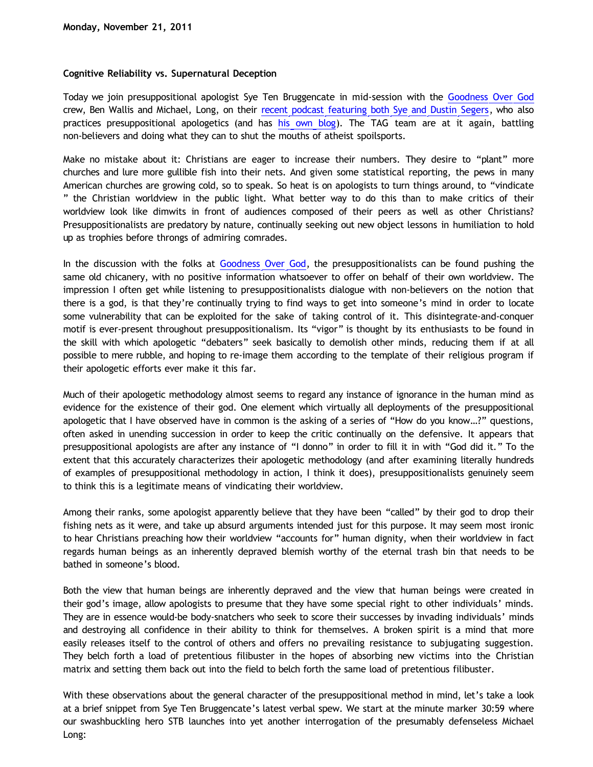**Monday, November 21, 2011**

**Cognitive Reliability vs. Supernatural Deception**

Today we join presuppositional apologist Sye Ten Bruggencate in mid-session with the Goodness Over God crew, Ben Wallis and Michael, Long, on their recent podcast featuring both Sye and Dustin Segers, who also practices presuppositional apologetics (and has his own blog). The TAG team are at it again, battling non-believers and doing what they can to shut the mouths of atheist spoilsports.

Make no mistake about it: Christians are eager to increase their numbers. They desire to "plant" more churches and lure more gullible fish into their nets. And given some statistical reporting, the pews in many American churches are growing cold, so to speak. So heat is on apologists to turn things around, to "vindicate " the Christian worldview in the public light. What better way to do this than to make critics of their worldview look like dimwits in front of audiences composed of their peers as well as other Christians? Presuppositionalists are predatory by nature, continually seeking out new object lessons in humiliation to hold up as trophies before throngs of admiring comrades.

In the discussion with the folks at Goodness Over God, the presuppositionalists can be found pushing the same old chicanery, with no positive information whatsoever to offer on behalf of their own worldview. The impression I often get while listening to presuppositionalists dialogue with non-believers on the notion that there is a god, is that they're continually trying to find ways to get into someone's mind in order to locate some vulnerability that can be exploited for the sake of taking control of it. This disintegrate-and-conquer motif is ever-present throughout presuppositionalism. Its "vigor" is thought by its enthusiasts to be found in the skill with which apologetic "debaters" seek basically to demolish other minds, reducing them if at all possible to mere rubble, and hoping to re-image them according to the template of their religious program if their apologetic efforts ever make it this far.

Much of their apologetic methodology almost seems to regard any instance of ignorance in the human mind as evidence for the existence of their god. One element which virtually all deployments of the presuppositional apologetic that I have observed have in common is the asking of a series of "How do you know…?" questions, often asked in unending succession in order to keep the critic continually on the defensive. It appears that presuppositional apologists are after any instance of "I donno" in order to fill it in with "God did it." To the extent that this accurately characterizes their apologetic methodology (and after examining literally hundreds of examples of presuppositional methodology in action, I think it does), presuppositionalists genuinely seem to think this is a legitimate means of vindicating their worldview.

Among their ranks, some apologist apparently believe that they have been "called" by their god to drop their fishing nets as it were, and take up absurd arguments intended just for this purpose. It may seem most ironic to hear Christians preaching how their worldview "accounts for" human dignity, when their worldview in fact regards human beings as an inherently depraved blemish worthy of the eternal trash bin that needs to be bathed in someone's blood.

Both the view that human beings are inherently depraved and the view that human beings were created in their god's image, allow apologists to presume that they have some special right to other individuals' minds. They are in essence would-be body-snatchers who seek to score their successes by invading individuals' minds and destroying all confidence in their ability to think for themselves. A broken spirit is a mind that more easily releases itself to the control of others and offers no prevailing resistance to subjugating suggestion. They belch forth a load of pretentious filibuster in the hopes of absorbing new victims into the Christian matrix and setting them back out into the field to belch forth the same load of pretentious filibuster.

With these observations about the general character of the presuppositional method in mind, let's take a look at a brief snippet from Sye Ten Bruggencate's latest verbal spew. We start at the minute marker 30:59 where our swashbuckling hero STB launches into yet another interrogation of the presumably defenseless Michael Long: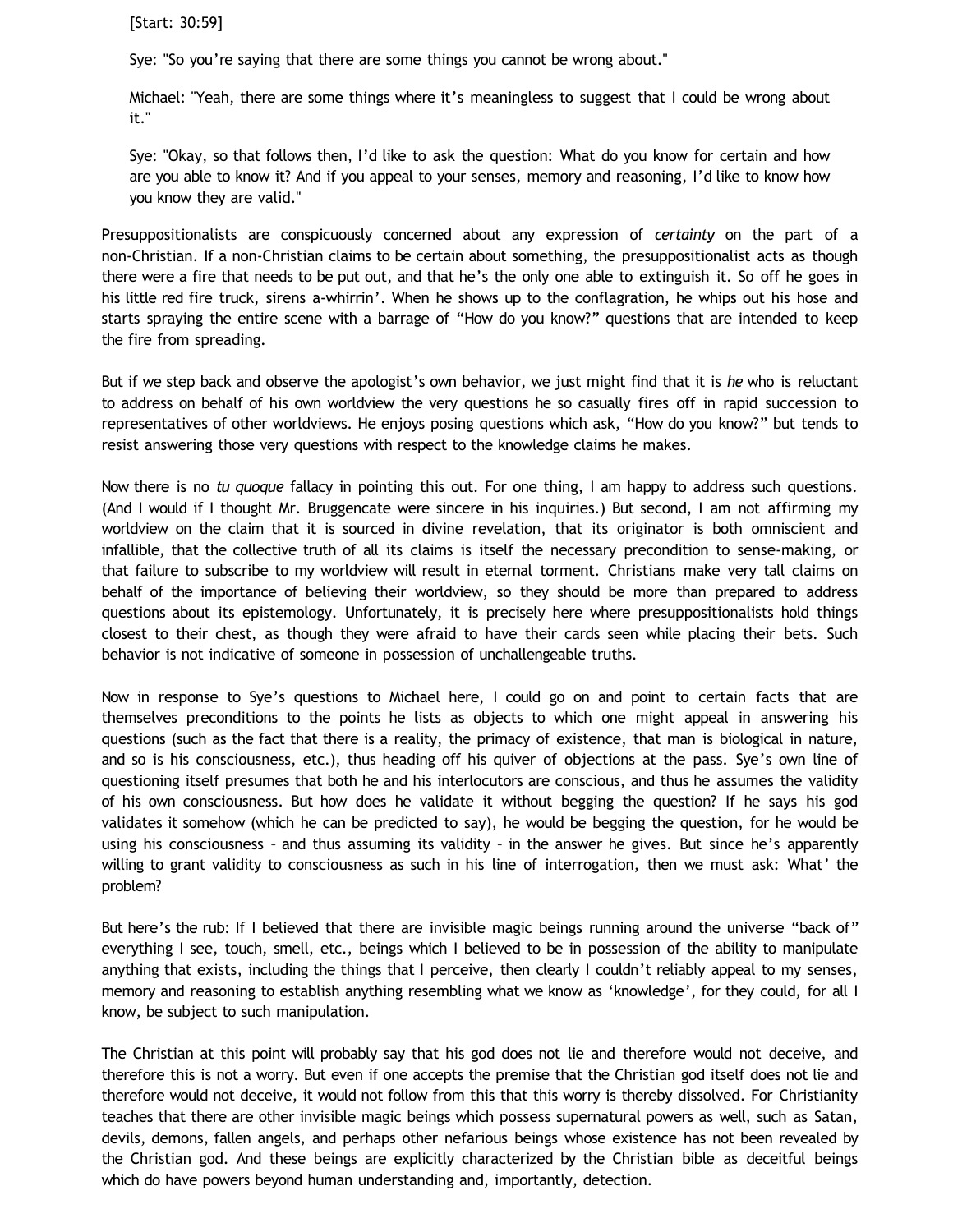[Start: 30:59]

> Sye: "So you're saying that there are some things you cannot be wrong about."
>
> Michael: "Yeah, there are some things where it's meaningless to suggest that I could be wrong about it."
>
> Sye: "Okay, so that follows then, I'd like to ask the question: What do you know for certain and how are you able to know it? And if you appeal to your senses, memory and reasoning, I'd like to know how you know they are valid."

Presuppositionalists are conspicuously concerned about any expression of *certainty* on the part of a non-Christian. If a non-Christian claims to be certain about something, the presuppositionalist acts as though there were a fire that needs to be put out, and that he's the only one able to extinguish it. So off he goes in his little red fire truck, sirens a-whirrin'. When he shows up to the conflagration, he whips out his hose and starts spraying the entire scene with a barrage of "How do you know?" questions that are intended to keep the fire from spreading.

But if we step back and observe the apologist's own behavior, we just might find that it is *he* who is reluctant to address on behalf of his own worldview the very questions he so casually fires off in rapid succession to representatives of other worldviews. He enjoys posing questions which ask, "How do you know?" but tends to resist answering those very questions with respect to the knowledge claims he makes.

Now there is no *tu quoque* fallacy in pointing this out. For one thing, I am happy to address such questions. (And I would if I thought Mr. Bruggencate were sincere in his inquiries.) But second, I am not affirming my worldview on the claim that it is sourced in divine revelation, that its originator is both omniscient and infallible, that the collective truth of all its claims is itself the necessary precondition to sense-making, or that failure to subscribe to my worldview will result in eternal torment. Christians make very tall claims on behalf of the importance of believing their worldview, so they should be more than prepared to address questions about its epistemology. Unfortunately, it is precisely here where presuppositionalists hold things closest to their chest, as though they were afraid to have their cards seen while placing their bets. Such behavior is not indicative of someone in possession of unchallengeable truths.

Now in response to Sye's questions to Michael here, I could go on and point to certain facts that are themselves preconditions to the points he lists as objects to which one might appeal in answering his questions (such as the fact that there is a reality, the primacy of existence, that man is biological in nature, and so is his consciousness, etc.), thus heading off his quiver of objections at the pass. Sye's own line of questioning itself presumes that both he and his interlocutors are conscious, and thus he assumes the validity of his own consciousness. But how does he validate it without begging the question? If he says his god validates it somehow (which he can be predicted to say), he would be begging the question, for he would be using his consciousness – and thus assuming its validity – in the answer he gives. But since he's apparently willing to grant validity to consciousness as such in his line of interrogation, then we must ask: What' the problem?

But here's the rub: If I believed that there are invisible magic beings running around the universe "back of" everything I see, touch, smell, etc., beings which I believed to be in possession of the ability to manipulate anything that exists, including the things that I perceive, then clearly I couldn't reliably appeal to my senses, memory and reasoning to establish anything resembling what we know as 'knowledge', for they could, for all I know, be subject to such manipulation.

The Christian at this point will probably say that his god does not lie and therefore would not deceive, and therefore this is not a worry. But even if one accepts the premise that the Christian god itself does not lie and therefore would not deceive, it would not follow from this that this worry is thereby dissolved. For Christianity teaches that there are other invisible magic beings which possess supernatural powers as well, such as Satan, devils, demons, fallen angels, and perhaps other nefarious beings whose existence has not been revealed by the Christian god. And these beings are explicitly characterized by the Christian bible as deceitful beings which do have powers beyond human understanding and, importantly, detection.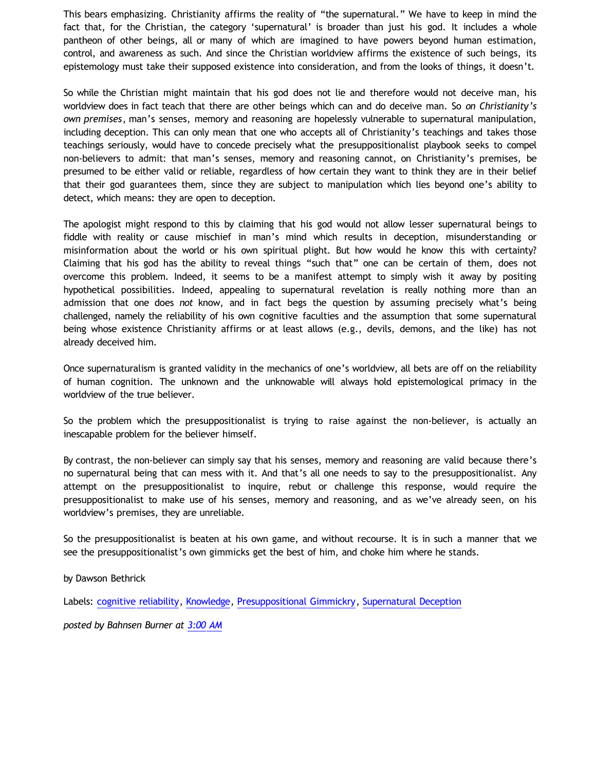This bears emphasizing. Christianity affirms the reality of "the supernatural." We have to keep in mind the fact that, for the Christian, the category 'supernatural' is broader than just his god. It includes a whole pantheon of other beings, all or many of which are imagined to have powers beyond human estimation, control, and awareness as such. And since the Christian worldview affirms the existence of such beings, its epistemology must take their supposed existence into consideration, and from the looks of things, it doesn't.

So while the Christian might maintain that his god does not lie and therefore would not deceive man, his worldview does in fact teach that there are other beings which can and do deceive man. So *on Christianity's own premises*, man's senses, memory and reasoning are hopelessly vulnerable to supernatural manipulation, including deception. This can only mean that one who accepts all of Christianity's teachings and takes those teachings seriously, would have to concede precisely what the presuppositionalist playbook seeks to compel non-believers to admit: that man's senses, memory and reasoning cannot, on Christianity's premises, be presumed to be either valid or reliable, regardless of how certain they want to think they are in their belief that their god guarantees them, since they are subject to manipulation which lies beyond one's ability to detect, which means: they are open to deception.

The apologist might respond to this by claiming that his god would not allow lesser supernatural beings to fiddle with reality or cause mischief in man's mind which results in deception, misunderstanding or misinformation about the world or his own spiritual plight. But how would he know this with certainty? Claiming that his god has the ability to reveal things "such that" one can be certain of them, does not overcome this problem. Indeed, it seems to be a manifest attempt to simply wish it away by positing hypothetical possibilities. Indeed, appealing to supernatural revelation is really nothing more than an admission that one does *not* know, and in fact begs the question by assuming precisely what's being challenged, namely the reliability of his own cognitive faculties and the assumption that some supernatural being whose existence Christianity affirms or at least allows (e.g., devils, demons, and the like) has not already deceived him.

Once supernaturalism is granted validity in the mechanics of one's worldview, all bets are off on the reliability of human cognition. The unknown and the unknowable will always hold epistemological primacy in the worldview of the true believer.

So the problem which the presuppositionalist is trying to raise against the non-believer, is actually an inescapable problem for the believer himself.

By contrast, the non-believer can simply say that his senses, memory and reasoning are valid because there's no supernatural being that can mess with it. And that's all one needs to say to the presuppositionalist. Any attempt on the presuppositionalist to inquire, rebut or challenge this response, would require the presuppositionalist to make use of his senses, memory and reasoning, and as we've already seen, on his worldview's premises, they are unreliable.

So the presuppositionalist is beaten at his own game, and without recourse. It is in such a manner that we see the presuppositionalist's own gimmicks get the best of him, and choke him where he stands.

by Dawson Bethrick

Labels: cognitive reliability, Knowledge, Presuppositional Gimmickry, Supernatural Deception

*posted by Bahnsen Burner at 3:00 AM*